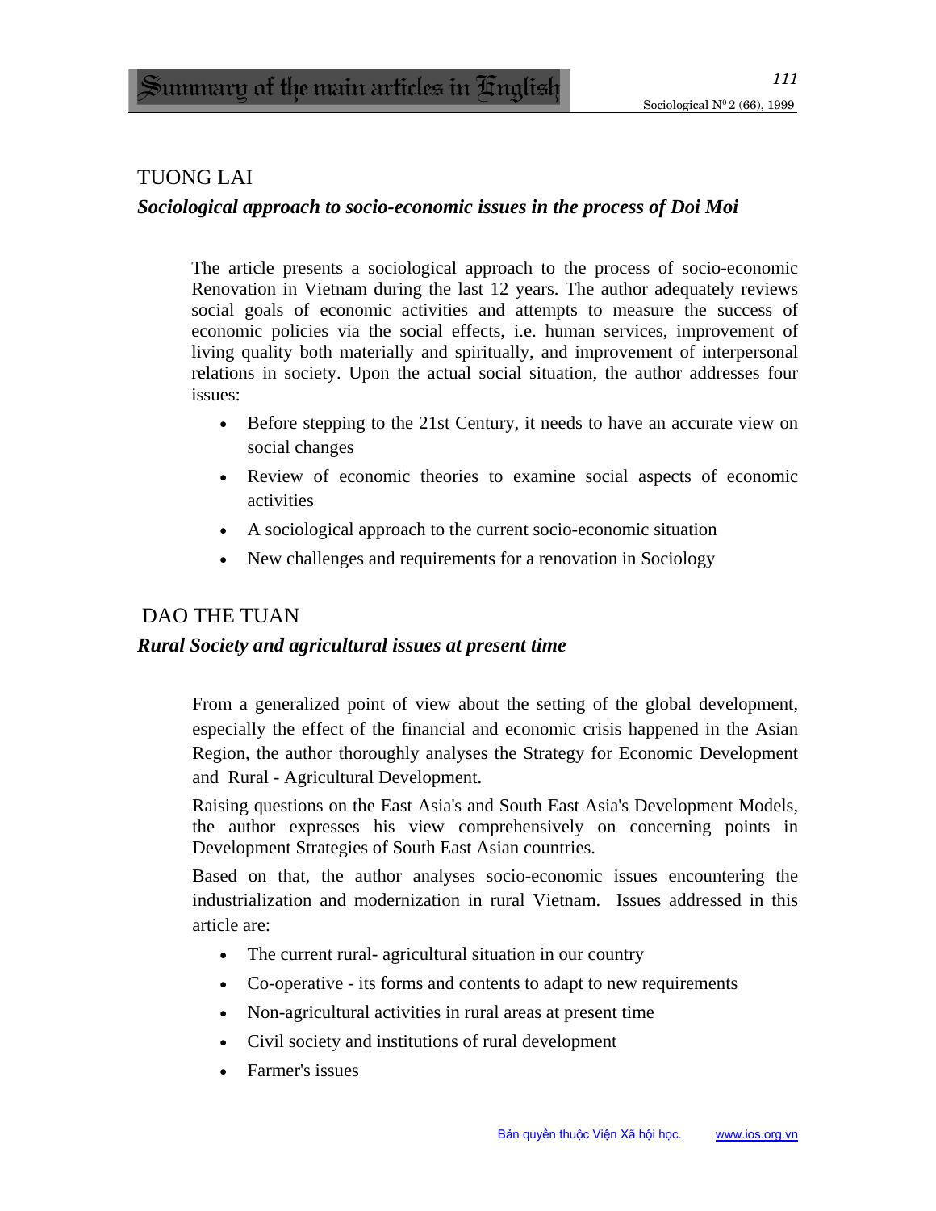# Summary of the main articles in English

## TUONG LAI

### *Sociological approach to socio-economic issues in the process of Doi Moi*

The article presents a sociological approach to the process of socio-economic Renovation in Vietnam during the last 12 years. The author adequately reviews social goals of economic activities and attempts to measure the success of economic policies via the social effects, i.e. human services, improvement of living quality both materially and spiritually, and improvement of interpersonal relations in society. Upon the actual social situation, the author addresses four issues:

- Before stepping to the 21st Century, it needs to have an accurate view on social changes
- Review of economic theories to examine social aspects of economic activities
- A sociological approach to the current socio-economic situation
- New challenges and requirements for a renovation in Sociology

## DAO THE TUAN

### *Rural Society and agricultural issues at present time*

From a generalized point of view about the setting of the global development, especially the effect of the financial and economic crisis happened in the Asian Region, the author thoroughly analyses the Strategy for Economic Development and Rural - Agricultural Development.

Raising questions on the East Asia's and South East Asia's Development Models, the author expresses his view comprehensively on concerning points in Development Strategies of South East Asian countries.

Based on that, the author analyses socio-economic issues encountering the industrialization and modernization in rural Vietnam. Issues addressed in this article are:

- The current rural- agricultural situation in our country
- Co-operative - its forms and contents to adapt to new requirements
- Non-agricultural activities in rural areas at present time
- Civil society and institutions of rural development
- Farmer's issues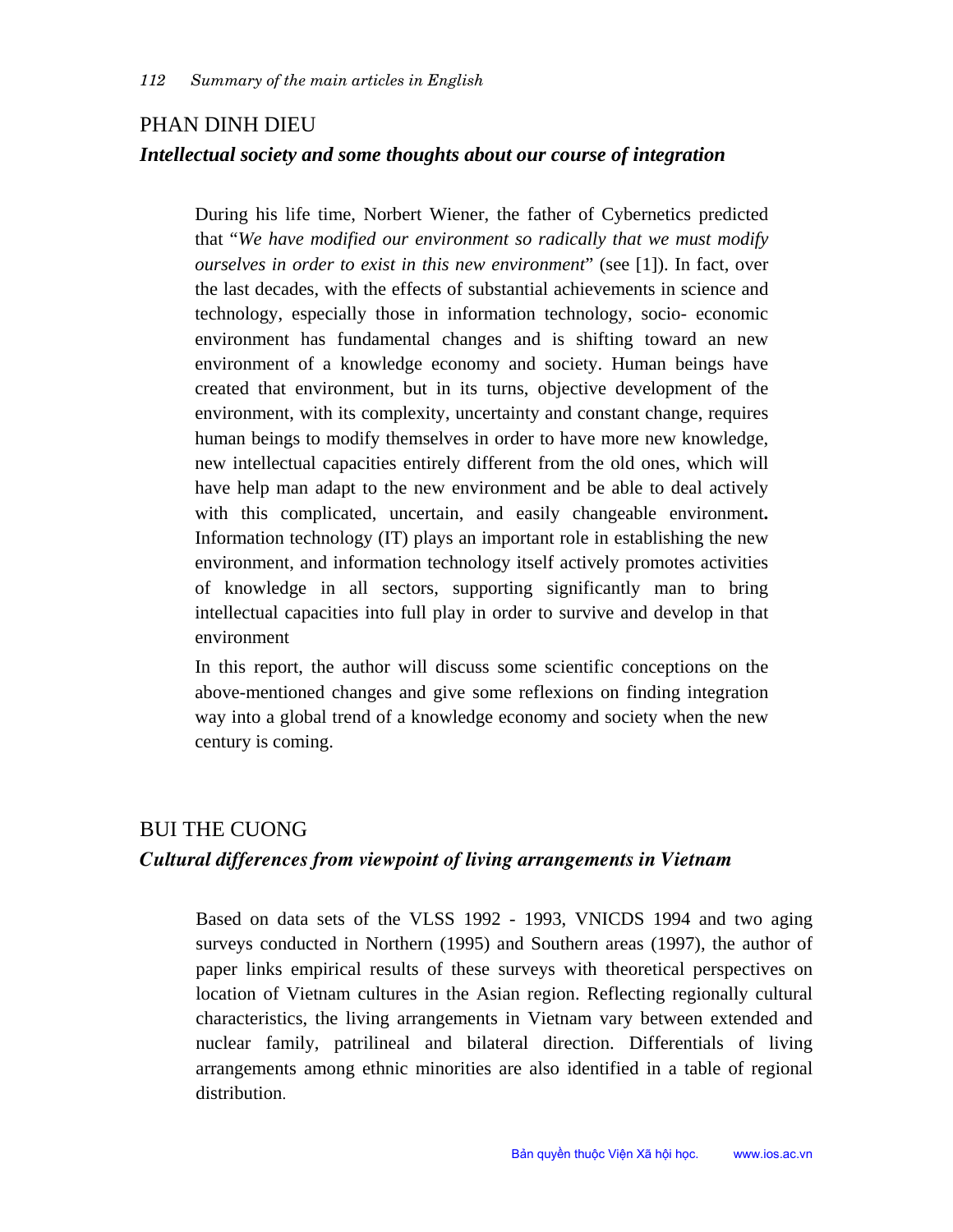## PHAN DINH DIEU

***Intellectual society and some thoughts about our course of integration***

During his life time, Norbert Wiener, the father of Cybernetics predicted that "*We have modified our environment so radically that we must modify ourselves in order to exist in this new environment*" (see [1]). In fact, over the last decades, with the effects of substantial achievements in science and technology, especially those in information technology, socio- economic environment has fundamental changes and is shifting toward an new environment of a knowledge economy and society. Human beings have created that environment, but in its turns, objective development of the environment, with its complexity, uncertainty and constant change, requires human beings to modify themselves in order to have more new knowledge, new intellectual capacities entirely different from the old ones, which will have help man adapt to the new environment and be able to deal actively with this complicated, uncertain, and easily changeable environment**.** Information technology (IT) plays an important role in establishing the new environment, and information technology itself actively promotes activities of knowledge in all sectors, supporting significantly man to bring intellectual capacities into full play in order to survive and develop in that environment

In this report, the author will discuss some scientific conceptions on the above-mentioned changes and give some reflexions on finding integration way into a global trend of a knowledge economy and society when the new century is coming.

## BUI THE CUONG

***Cultural differences from viewpoint of living arrangements in Vietnam***

Based on data sets of the VLSS 1992 - 1993, VNICDS 1994 and two aging surveys conducted in Northern (1995) and Southern areas (1997), the author of paper links empirical results of these surveys with theoretical perspectives on location of Vietnam cultures in the Asian region. Reflecting regionally cultural characteristics, the living arrangements in Vietnam vary between extended and nuclear family, patrilineal and bilateral direction. Differentials of living arrangements among ethnic minorities are also identified in a table of regional distribution.